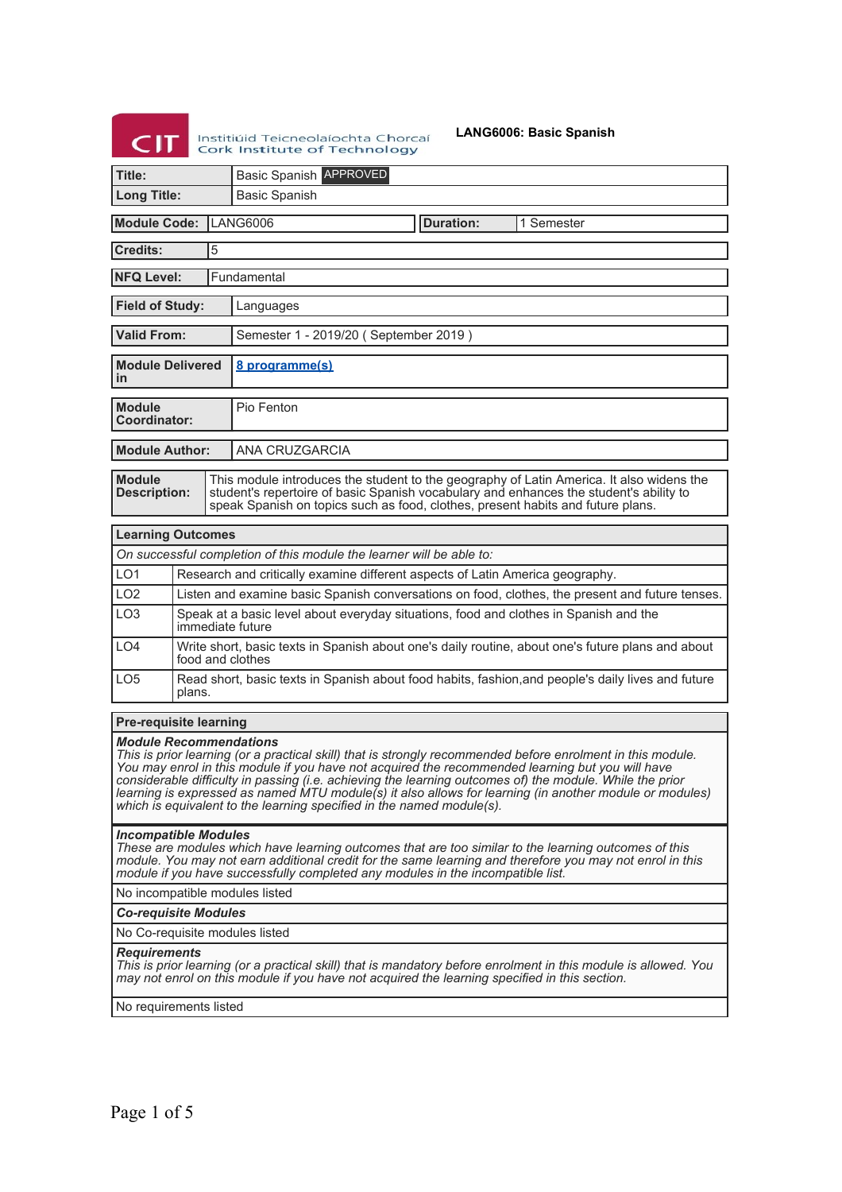CIT Instituid Teicneolaíochta Chorcaí / Cork Institute of Technology

# LANG6006: Basic Spanish

| | |
|---|---|
| **Title:** | Basic Spanish APPROVED |
| **Long Title:** | Basic Spanish |

| | | | |
|---|---|---|---|
| **Module Code:** | LANG6006 | **Duration:** | 1 Semester |

| | |
|---|---|
| **Credits:** | 5 |
| **NFQ Level:** | Fundamental |
| **Field of Study:** | Languages |
| **Valid From:** | Semester 1 - 2019/20 ( September 2019 ) |
| **Module Delivered in** | 8 programme(s) |
| **Module Coordinator:** | Pio Fenton |
| **Module Author:** | ANA CRUZGARCIA |
| **Module Description:** | This module introduces the student to the geography of Latin America. It also widens the student's repertoire of basic Spanish vocabulary and enhances the student's ability to speak Spanish on topics such as food, clothes, present habits and future plans. |

## Learning Outcomes

*On successful completion of this module the learner will be able to:*

| | |
|---|---|
| LO1 | Research and critically examine different aspects of Latin America geography. |
| LO2 | Listen and examine basic Spanish conversations on food, clothes, the present and future tenses. |
| LO3 | Speak at a basic level about everyday situations, food and clothes in Spanish and the immediate future |
| LO4 | Write short, basic texts in Spanish about one's daily routine, about one's future plans and about food and clothes |
| LO5 | Read short, basic texts in Spanish about food habits, fashion,and people's daily lives and future plans. |

## Pre-requisite learning

***Module Recommendations***

*This is prior learning (or a practical skill) that is strongly recommended before enrolment in this module. You may enrol in this module if you have not acquired the recommended learning but you will have considerable difficulty in passing (i.e. achieving the learning outcomes of) the module. While the prior learning is expressed as named MTU module(s) it also allows for learning (in another module or modules) which is equivalent to the learning specified in the named module(s).*

***Incompatible Modules***

*These are modules which have learning outcomes that are too similar to the learning outcomes of this module. You may not earn additional credit for the same learning and therefore you may not enrol in this module if you have successfully completed any modules in the incompatible list.*

No incompatible modules listed

***Co-requisite Modules***

No Co-requisite modules listed

***Requirements***

*This is prior learning (or a practical skill) that is mandatory before enrolment in this module is allowed. You may not enrol on this module if you have not acquired the learning specified in this section.*

No requirements listed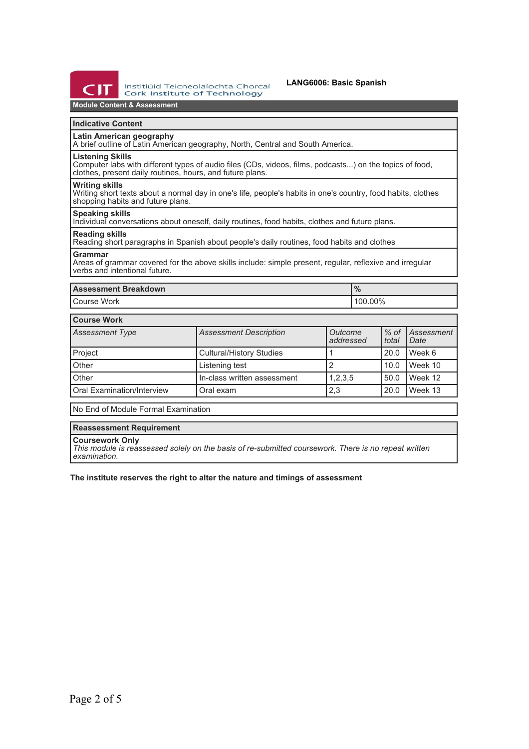# LANG6006: Basic Spanish

**Module Content & Assessment**

## Indicative Content

**Latin American geography**
A brief outline of Latin American geography, North, Central and South America.

**Listening Skills**
Computer labs with different types of audio files (CDs, videos, films, podcasts...) on the topics of food, clothes, present daily routines, hours, and future plans.

**Writing skills**
Writing short texts about a normal day in one's life, people's habits in one's country, food habits, clothes shopping habits and future plans.

**Speaking skills**
Individual conversations about oneself, daily routines, food habits, clothes and future plans.

**Reading skills**
Reading short paragraphs in Spanish about people's daily routines, food habits and clothes

**Grammar**
Areas of grammar covered for the above skills include: simple present, regular, reflexive and irregular verbs and intentional future.

| Assessment Breakdown | % |
|---|---|
| Course Work | 100.00% |

**Course Work**

| *Assessment Type* | *Assessment Description* | *Outcome addressed* | *% of total* | *Assessment Date* |
|---|---|---|---|---|
| Project | Cultural/History Studies | 1 | 20.0 | Week 6 |
| Other | Listening test | 2 | 10.0 | Week 10 |
| Other | In-class written assessment | 1,2,3,5 | 50.0 | Week 12 |
| Oral Examination/Interview | Oral exam | 2,3 | 20.0 | Week 13 |

No End of Module Formal Examination

## Reassessment Requirement

**Coursework Only**
*This module is reassessed solely on the basis of re-submitted coursework. There is no repeat written examination.*

**The institute reserves the right to alter the nature and timings of assessment**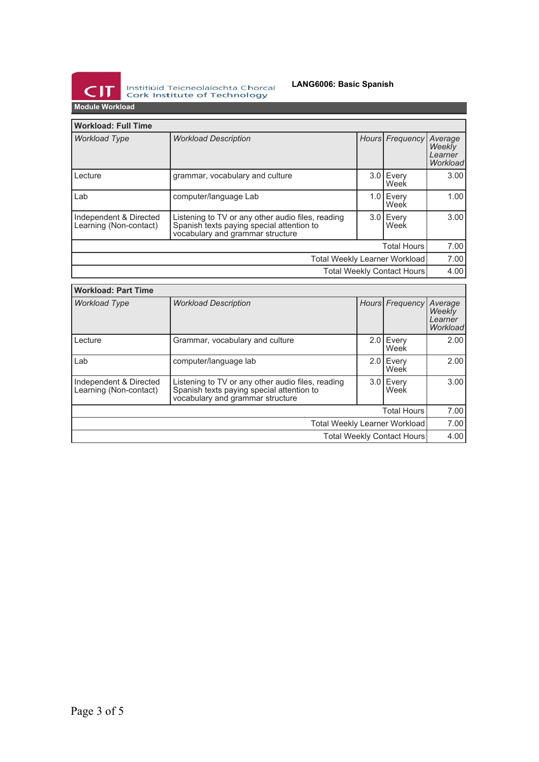## Module Workload

| Workload: Full Time | | | | |
|---|---|---|---|---|
| *Workload Type* | *Workload Description* | *Hours* | *Frequency* | *Average Weekly Learner Workload* |
| Lecture | grammar, vocabulary and culture | 3.0 | Every Week | 3.00 |
| Lab | computer/language Lab | 1.0 | Every Week | 1.00 |
| Independent & Directed Learning (Non-contact) | Listening to TV or any other audio files, reading Spanish texts paying special attention to vocabulary and grammar structure | 3.0 | Every Week | 3.00 |
| | | | Total Hours | 7.00 |
| | | | Total Weekly Learner Workload | 7.00 |
| | | | Total Weekly Contact Hours | 4.00 |

| Workload: Part Time | | | | |
|---|---|---|---|---|
| *Workload Type* | *Workload Description* | *Hours* | *Frequency* | *Average Weekly Learner Workload* |
| Lecture | Grammar, vocabulary and culture | 2.0 | Every Week | 2.00 |
| Lab | computer/language lab | 2.0 | Every Week | 2.00 |
| Independent & Directed Learning (Non-contact) | Listening to TV or any other audio files, reading Spanish texts paying special attention to vocabulary and grammar structure | 3.0 | Every Week | 3.00 |
| | | | Total Hours | 7.00 |
| | | | Total Weekly Learner Workload | 7.00 |
| | | | Total Weekly Contact Hours | 4.00 |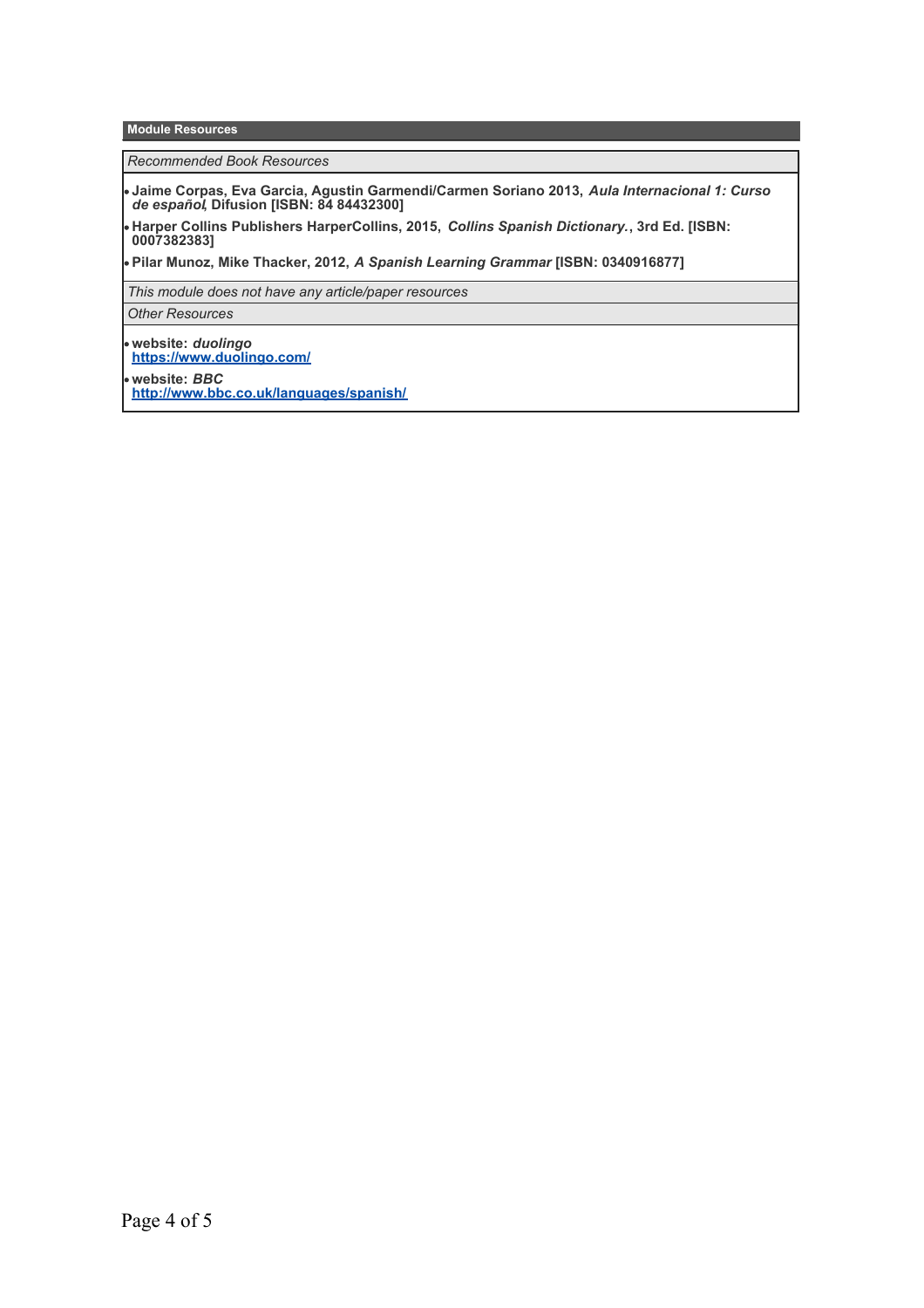## Module Resources

*Recommended Book Resources*

- **Jaime Corpas, Eva Garcia, Agustin Garmendi/Carmen Soriano 2013, *Aula Internacional 1: Curso de español*, Difusion [ISBN: 84 84432300]**
- **Harper Collins Publishers HarperCollins, 2015, *Collins Spanish Dictionary.*, 3rd Ed. [ISBN: 0007382383]**
- **Pilar Munoz, Mike Thacker, 2012, *A Spanish Learning Grammar* [ISBN: 0340916877]**

*This module does not have any article/paper resources*

*Other Resources*

- **website: *duolingo***
  **https://www.duolingo.com/**
- **website: *BBC***
  **http://www.bbc.co.uk/languages/spanish/**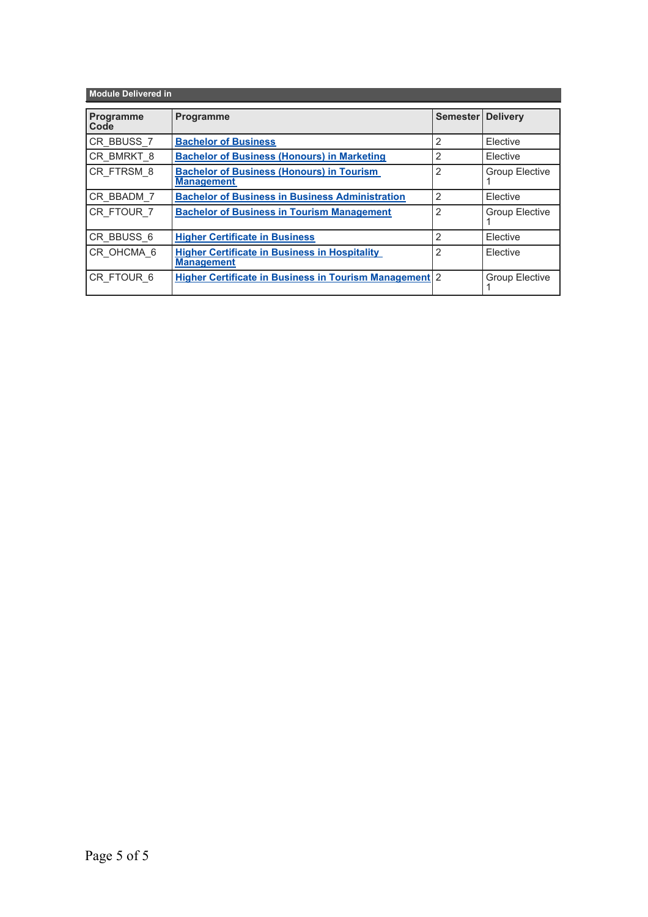## Module Delivered in

| Programme Code | Programme | Semester | Delivery |
|---|---|---|---|
| CR_BBUSS_7 | **Bachelor of Business** | 2 | Elective |
| CR_BMRKT_8 | **Bachelor of Business (Honours) in Marketing** | 2 | Elective |
| CR_FTRSM_8 | **Bachelor of Business (Honours) in Tourism Management** | 2 | Group Elective 1 |
| CR_BBADM_7 | **Bachelor of Business in Business Administration** | 2 | Elective |
| CR_FTOUR_7 | **Bachelor of Business in Tourism Management** | 2 | Group Elective 1 |
| CR_BBUSS_6 | **Higher Certificate in Business** | 2 | Elective |
| CR_OHCMA_6 | **Higher Certificate in Business in Hospitality Management** | 2 | Elective |
| CR_FTOUR_6 | **Higher Certificate in Business in Tourism Management** | 2 | Group Elective 1 |